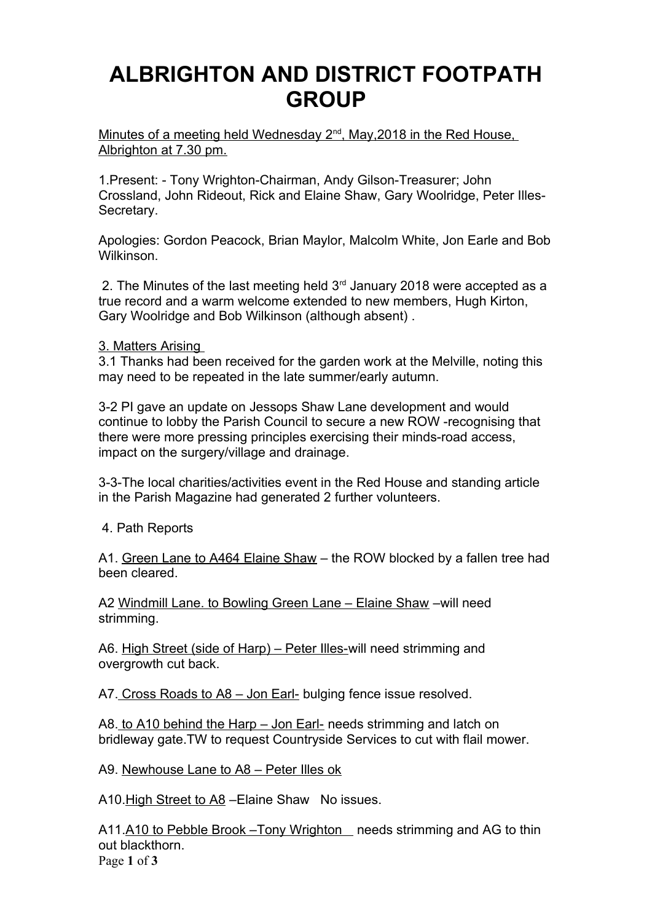# ALBRIGHTON AND DISTRICT FOOTPATH GROUP

Minutes of a meeting held Wednesday 2nd, May,2018 in the Red House, Albrighton at 7.30 pm.

1.Present: - Tony Wrighton-Chairman, Andy Gilson-Treasurer; John Crossland, John Rideout, Rick and Elaine Shaw, Gary Woolridge, Peter Illes-Secretary.

Apologies: Gordon Peacock, Brian Maylor, Malcolm White, Jon Earle and Bob Wilkinson.

2. The Minutes of the last meeting held 3rd January 2018 were accepted as a true record and a warm welcome extended to new members, Hugh Kirton, Gary Woolridge and Bob Wilkinson (although absent) .

3. Matters Arising

3.1 Thanks had been received for the garden work at the Melville, noting this may need to be repeated in the late summer/early autumn.

3-2 PI gave an update on Jessops Shaw Lane development and would continue to lobby the Parish Council to secure a new ROW -recognising that there were more pressing principles exercising their minds-road access, impact on the surgery/village and drainage.

3-3-The local charities/activities event in the Red House and standing article in the Parish Magazine had generated 2 further volunteers.

4. Path Reports

A1. Green Lane to A464 Elaine Shaw – the ROW blocked by a fallen tree had been cleared.

A2 Windmill Lane. to Bowling Green Lane – Elaine Shaw –will need strimming.

A6. High Street (side of Harp) – Peter Illes-will need strimming and overgrowth cut back.

A7. Cross Roads to A8 – Jon Earl- bulging fence issue resolved.

A8. to A10 behind the Harp – Jon Earl- needs strimming and latch on bridleway gate.TW to request Countryside Services to cut with flail mower.

A9. Newhouse Lane to A8 – Peter Illes ok

A10.High Street to A8 –Elaine Shaw No issues.

A11.A10 to Pebble Brook –Tony Wrighton needs strimming and AG to thin out blackthorn.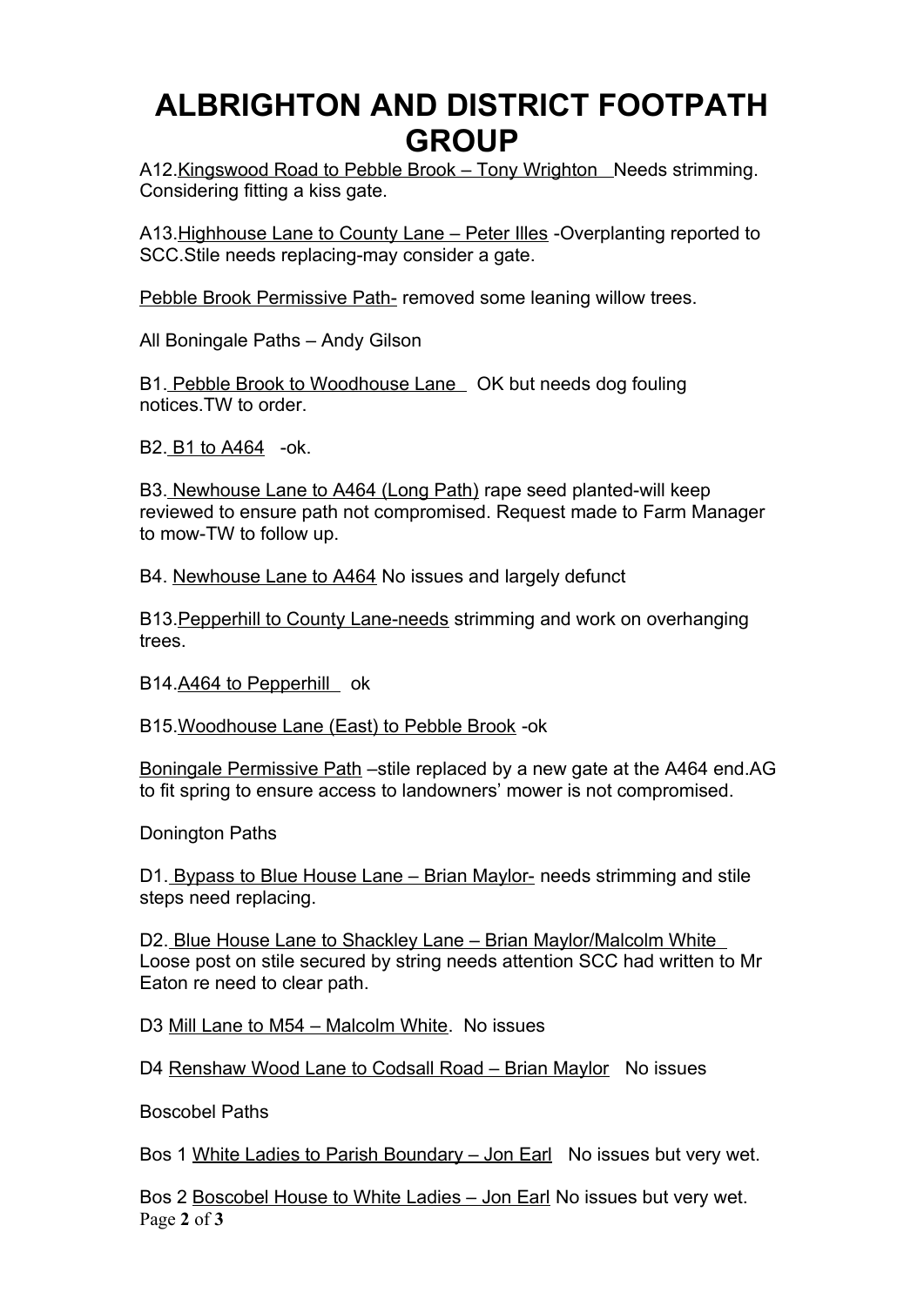# ALBRIGHTON AND DISTRICT FOOTPATH GROUP

A12.Kingswood Road to Pebble Brook – Tony Wrighton Needs strimming. Considering fitting a kiss gate.

A13.Highhouse Lane to County Lane – Peter Illes -Overplanting reported to SCC.Stile needs replacing-may consider a gate.

Pebble Brook Permissive Path- removed some leaning willow trees.

All Boningale Paths – Andy Gilson

B1. Pebble Brook to Woodhouse Lane OK but needs dog fouling notices.TW to order.

B2. B1 to A464 -ok.

B3. Newhouse Lane to A464 (Long Path) rape seed planted-will keep reviewed to ensure path not compromised. Request made to Farm Manager to mow-TW to follow up.

B4. Newhouse Lane to A464 No issues and largely defunct

B13.Pepperhill to County Lane-needs strimming and work on overhanging trees.

B14.A464 to Pepperhill ok

B15.Woodhouse Lane (East) to Pebble Brook -ok

Boningale Permissive Path –stile replaced by a new gate at the A464 end.AG to fit spring to ensure access to landowners' mower is not compromised.

Donington Paths

D1. Bypass to Blue House Lane – Brian Maylor- needs strimming and stile steps need replacing.

D2. Blue House Lane to Shackley Lane – Brian Maylor/Malcolm White Loose post on stile secured by string needs attention SCC had written to Mr Eaton re need to clear path.

D3 Mill Lane to M54 – Malcolm White. No issues

D4 Renshaw Wood Lane to Codsall Road – Brian Maylor No issues

Boscobel Paths

Bos 1 White Ladies to Parish Boundary – Jon Earl No issues but very wet.

Bos 2 Boscobel House to White Ladies – Jon Earl No issues but very wet.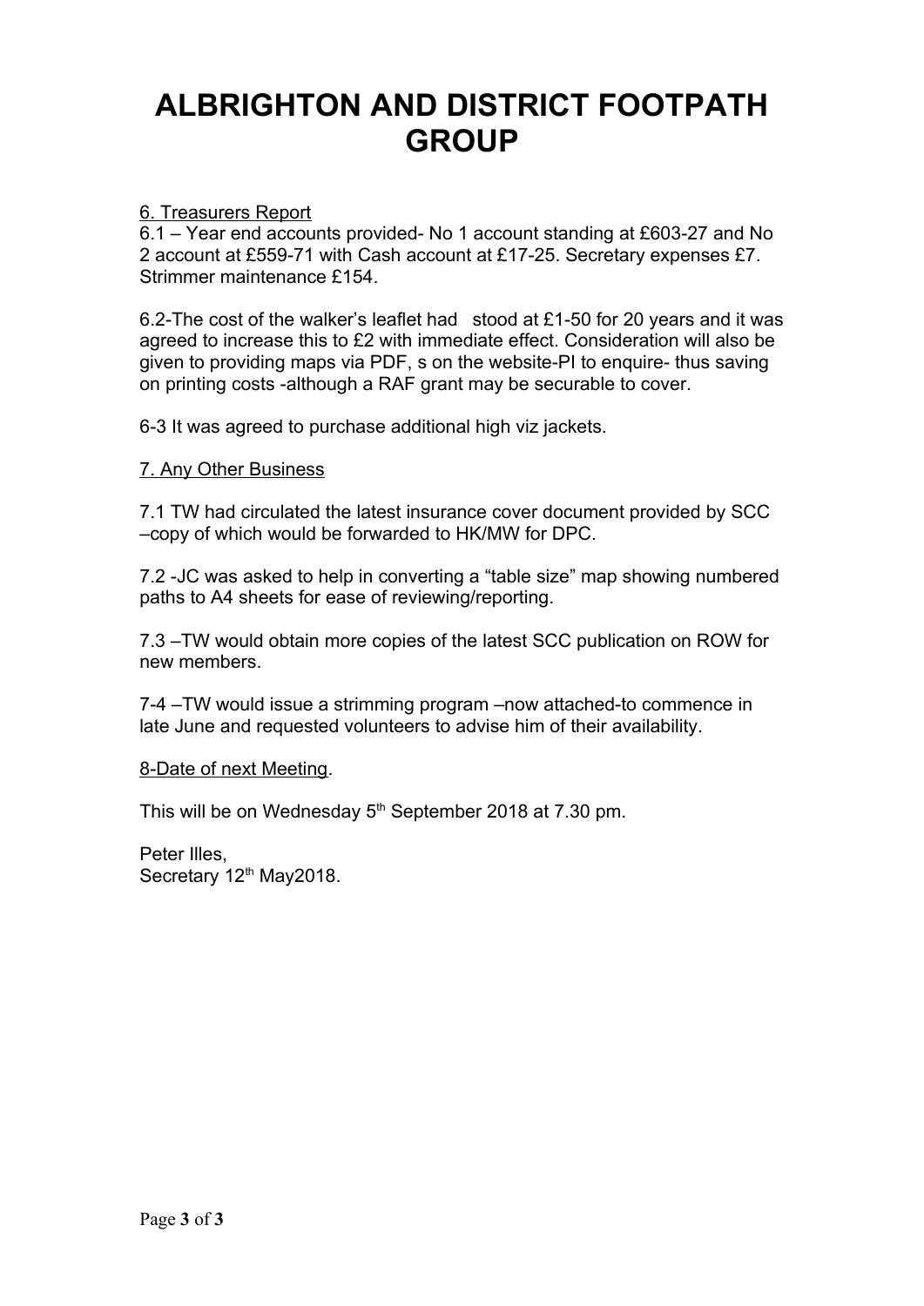# ALBRIGHTON AND DISTRICT FOOTPATH GROUP

6. Treasurers Report

6.1 – Year end accounts provided- No 1 account standing at £603-27 and No 2 account at £559-71 with Cash account at £17-25. Secretary expenses £7. Strimmer maintenance £154.

6.2-The cost of the walker's leaflet had stood at £1-50 for 20 years and it was agreed to increase this to £2 with immediate effect. Consideration will also be given to providing maps via PDF, s on the website-PI to enquire- thus saving on printing costs -although a RAF grant may be securable to cover.

6-3 It was agreed to purchase additional high viz jackets.

7. Any Other Business

7.1 TW had circulated the latest insurance cover document provided by SCC –copy of which would be forwarded to HK/MW for DPC.

7.2 -JC was asked to help in converting a "table size" map showing numbered paths to A4 sheets for ease of reviewing/reporting.

7.3 –TW would obtain more copies of the latest SCC publication on ROW for new members.

7-4 –TW would issue a strimming program –now attached-to commence in late June and requested volunteers to advise him of their availability.

8-Date of next Meeting.

This will be on Wednesday 5th September 2018 at 7.30 pm.

Peter Illes,
Secretary 12th May2018.